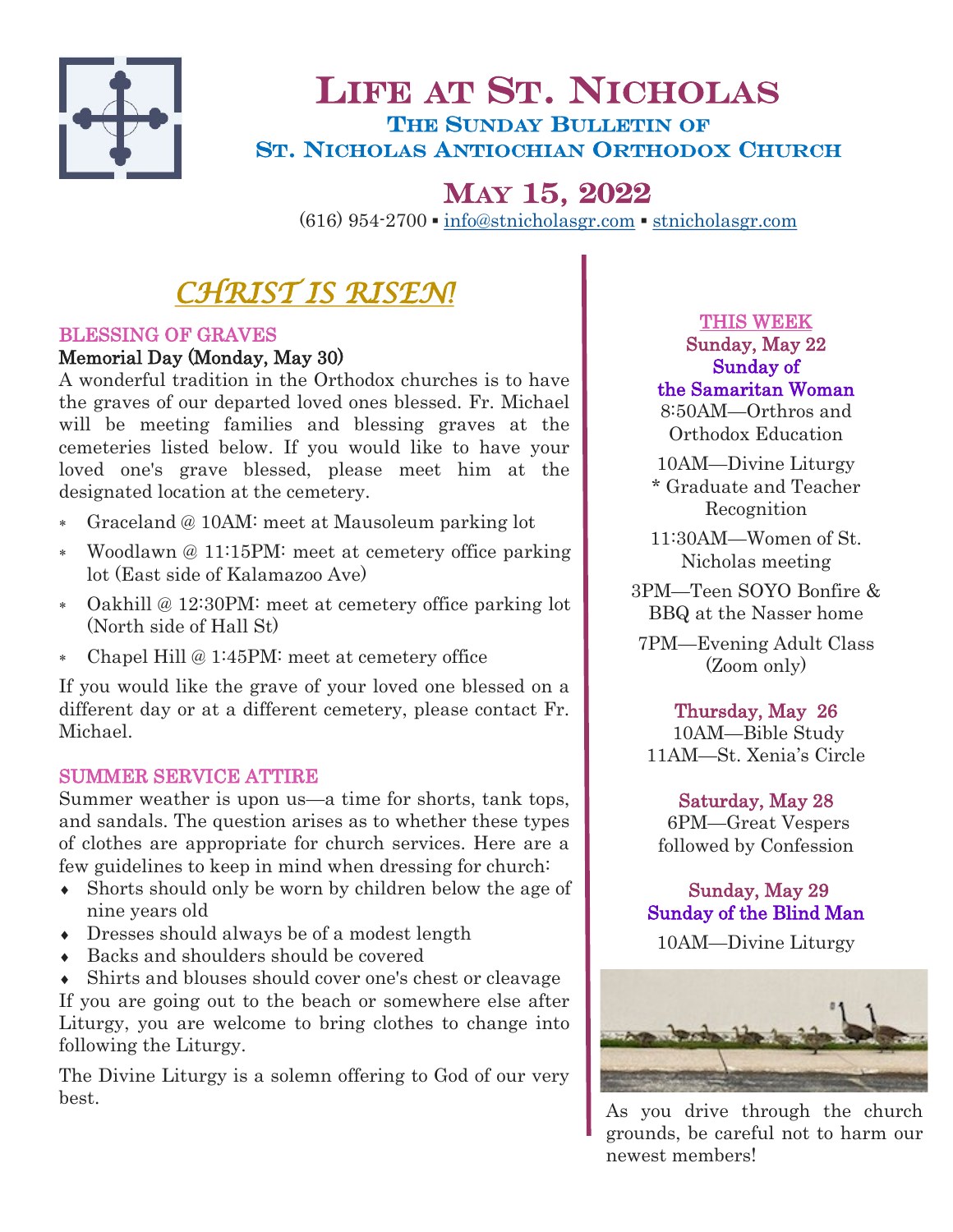# Life at St. Nicholas

## The Sunday Bulletin of St. Nicholas Antiochian Orthodox Church

## May 15, 2022

(616) 954-2700 ▪ info@stnicholasgr.com ▪ stnicholasgr.com

# *CHRIST IS RISEN!*

### BLESSING OF GRAVES

Memorial Day (Monday, May 30)

A wonderful tradition in the Orthodox churches is to have the graves of our departed loved ones blessed. Fr. Michael will be meeting families and blessing graves at the cemeteries listed below. If you would like to have your loved one's grave blessed, please meet him at the designated location at the cemetery.

- Graceland @ 10AM: meet at Mausoleum parking lot
- Woodlawn @ 11:15PM: meet at cemetery office parking lot (East side of Kalamazoo Ave)
- Oakhill @ 12:30PM: meet at cemetery office parking lot (North side of Hall St)
- Chapel Hill @ 1:45PM: meet at cemetery office

If you would like the grave of your loved one blessed on a different day or at a different cemetery, please contact Fr. Michael.

### SUMMER SERVICE ATTIRE

Summer weather is upon us—a time for shorts, tank tops, and sandals. The question arises as to whether these types of clothes are appropriate for church services. Here are a few guidelines to keep in mind when dressing for church:

- Shorts should only be worn by children below the age of nine years old
- Dresses should always be of a modest length
- Backs and shoulders should be covered
- Shirts and blouses should cover one's chest or cleavage

If you are going out to the beach or somewhere else after Liturgy, you are welcome to bring clothes to change into following the Liturgy.

The Divine Liturgy is a solemn offering to God of our very best.

### THIS WEEK

**Sunday, May 22**
**Sunday of the Samaritan Woman**

8:50AM—Orthros and Orthodox Education

10AM—Divine Liturgy
* Graduate and Teacher Recognition

11:30AM—Women of St. Nicholas meeting

3PM—Teen SOYO Bonfire & BBQ at the Nasser home

7PM—Evening Adult Class (Zoom only)

**Thursday, May 26**

10AM—Bible Study
11AM—St. Xenia's Circle

**Saturday, May 28**

6PM—Great Vespers followed by Confession

**Sunday, May 29**
**Sunday of the Blind Man**

10AM—Divine Liturgy

As you drive through the church grounds, be careful not to harm our newest members!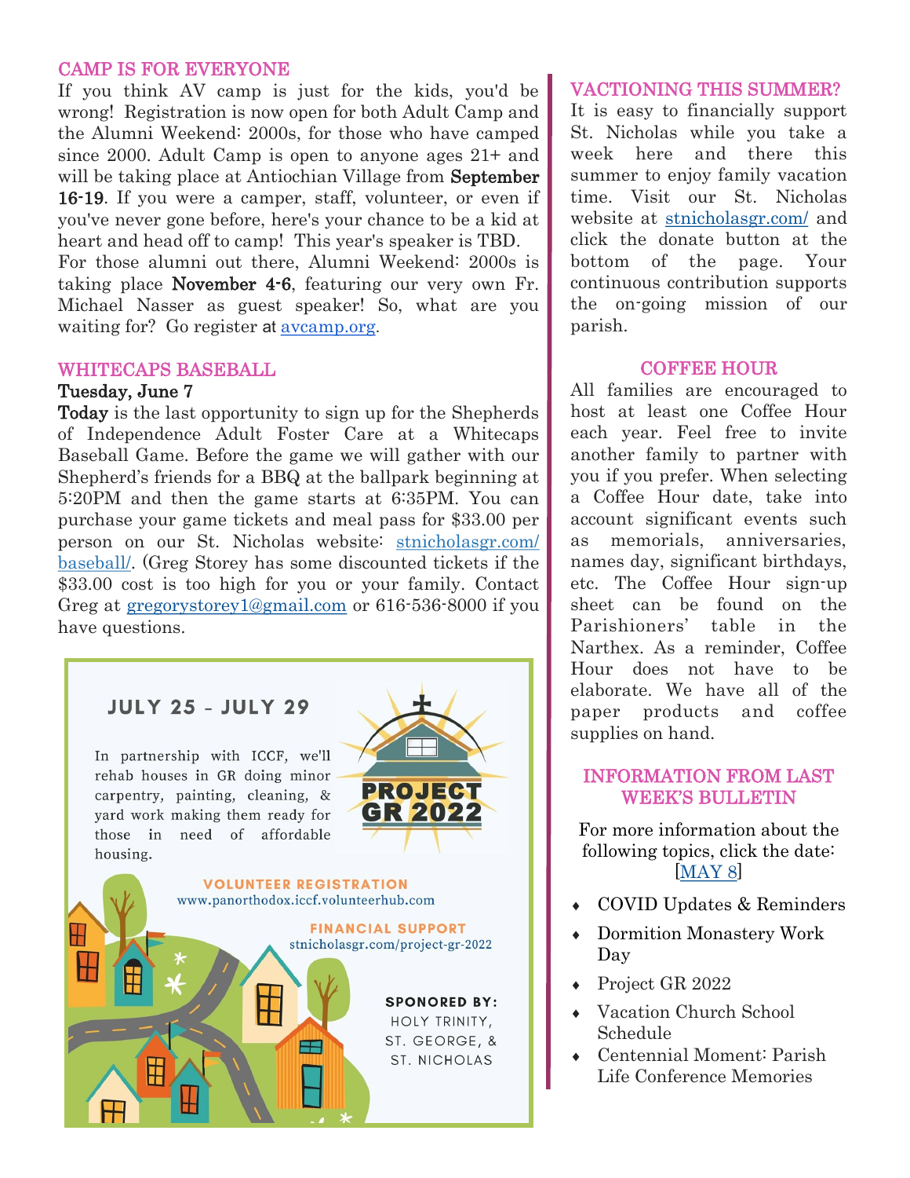## CAMP IS FOR EVERYONE

If you think AV camp is just for the kids, you'd be wrong! Registration is now open for both Adult Camp and the Alumni Weekend: 2000s, for those who have camped since 2000. Adult Camp is open to anyone ages 21+ and will be taking place at Antiochian Village from **September 16-19**. If you were a camper, staff, volunteer, or even if you've never gone before, here's your chance to be a kid at heart and head off to camp! This year's speaker is TBD.

For those alumni out there, Alumni Weekend: 2000s is taking place **November 4-6**, featuring our very own Fr. Michael Nasser as guest speaker! So, what are you waiting for? Go register at avcamp.org.

## WHITECAPS BASEBALL

**Tuesday, June 7**

**Today** is the last opportunity to sign up for the Shepherds of Independence Adult Foster Care at a Whitecaps Baseball Game. Before the game we will gather with our Shepherd's friends for a BBQ at the ballpark beginning at 5:20PM and then the game starts at 6:35PM. You can purchase your game tickets and meal pass for $33.00 per person on our St. Nicholas website: stnicholasgr.com/baseball/. (Greg Storey has some discounted tickets if the $33.00 cost is too high for you or your family. Contact Greg at gregorystorey1@gmail.com or 616-536-8000 if you have questions.

**JULY 25 - JULY 29**

**PROJECT GR 2022**

In partnership with ICCF, we'll rehab houses in GR doing minor carpentry, painting, cleaning, & yard work making them ready for those in need of affordable housing.

**VOLUNTEER REGISTRATION**
www.panorthodox.iccf.volunteerhub.com

**FINANCIAL SUPPORT**
stnicholasgr.com/project-gr-2022

**SPONSORED BY:**
HOLY TRINITY,
ST. GEORGE, &
ST. NICHOLAS

## VACTIONING THIS SUMMER?

It is easy to financially support St. Nicholas while you take a week here and there this summer to enjoy family vacation time. Visit our St. Nicholas website at stnicholasgr.com/ and click the donate button at the bottom of the page. Your continuous contribution supports the on-going mission of our parish.

## COFFEE HOUR

All families are encouraged to host at least one Coffee Hour each year. Feel free to invite another family to partner with you if you prefer. When selecting a Coffee Hour date, take into account significant events such as memorials, anniversaries, names day, significant birthdays, etc. The Coffee Hour sign-up sheet can be found on the Parishioners' table in the Narthex. As a reminder, Coffee Hour does not have to be elaborate. We have all of the paper products and coffee supplies on hand.

## INFORMATION FROM LAST WEEK'S BULLETIN

For more information about the following topics, click the date: [MAY 8]

- COVID Updates & Reminders
- Dormition Monastery Work Day
- Project GR 2022
- Vacation Church School Schedule
- Centennial Moment: Parish Life Conference Memories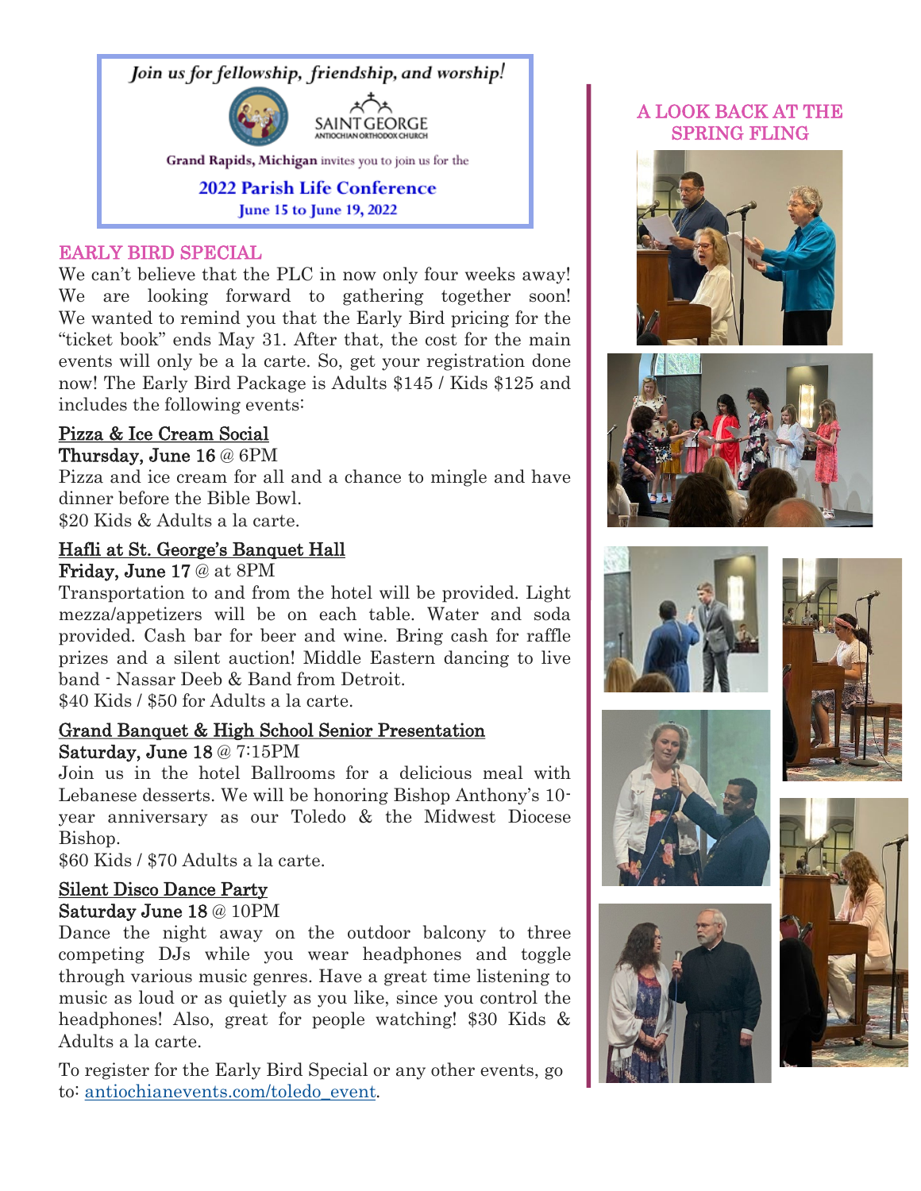*Join us for fellowship, friendship, and worship!*

SAINT GEORGE
ANTIOCHIAN ORTHODOX CHURCH

**Grand Rapids, Michigan** invites you to join us for the

**2022 Parish Life Conference**
**June 15 to June 19, 2022**

## EARLY BIRD SPECIAL

We can't believe that the PLC in now only four weeks away! We are looking forward to gathering together soon! We wanted to remind you that the Early Bird pricing for the "ticket book" ends May 31. After that, the cost for the main events will only be a la carte. So, get your registration done now! The Early Bird Package is Adults $145 / Kids $125 and includes the following events:

### Pizza & Ice Cream Social
**Thursday, June 16** @ 6PM
Pizza and ice cream for all and a chance to mingle and have dinner before the Bible Bowl.
$20 Kids & Adults a la carte.

### Hafli at St. George's Banquet Hall
**Friday, June 17** @ at 8PM
Transportation to and from the hotel will be provided. Light mezza/appetizers will be on each table. Water and soda provided. Cash bar for beer and wine. Bring cash for raffle prizes and a silent auction! Middle Eastern dancing to live band - Nassar Deeb & Band from Detroit.
$40 Kids / $50 for Adults a la carte.

### Grand Banquet & High School Senior Presentation
**Saturday, June 18** @ 7:15PM
Join us in the hotel Ballrooms for a delicious meal with Lebanese desserts. We will be honoring Bishop Anthony's 10-year anniversary as our Toledo & the Midwest Diocese Bishop.
$60 Kids / $70 Adults a la carte.

### Silent Disco Dance Party
**Saturday June 18** @ 10PM
Dance the night away on the outdoor balcony to three competing DJs while you wear headphones and toggle through various music genres. Have a great time listening to music as loud or as quietly as you like, since you control the headphones! Also, great for people watching! $30 Kids & Adults a la carte.

To register for the Early Bird Special or any other events, go to: antiochianevents.com/toledo_event.

## A LOOK BACK AT THE SPRING FLING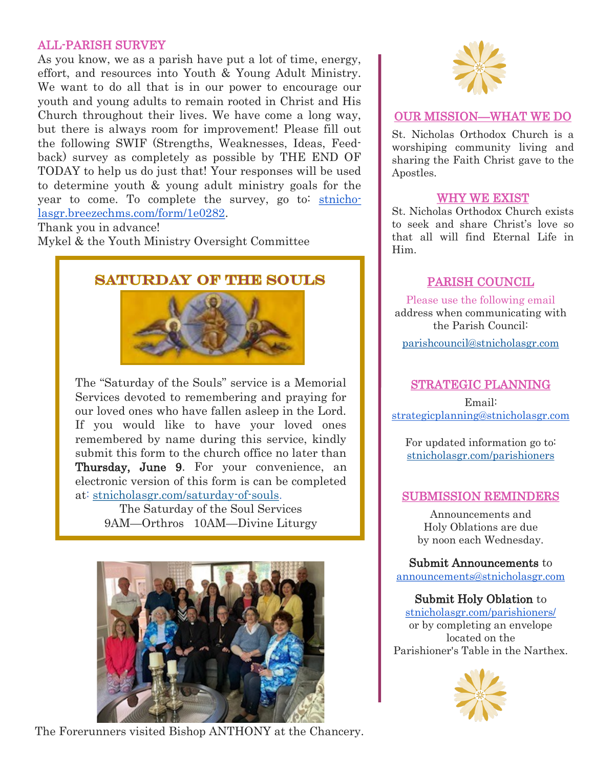## ALL-PARISH SURVEY

As you know, we as a parish have put a lot of time, energy, effort, and resources into Youth & Young Adult Ministry. We want to do all that is in our power to encourage our youth and young adults to remain rooted in Christ and His Church throughout their lives. We have come a long way, but there is always room for improvement! Please fill out the following SWIF (Strengths, Weaknesses, Ideas, Feedback) survey as completely as possible by THE END OF TODAY to help us do just that! Your responses will be used to determine youth & young adult ministry goals for the year to come. To complete the survey, go to: stnicholasgr.breezechms.com/form/1e0282.

Thank you in advance!

Mykel & the Youth Ministry Oversight Committee

## SATURDAY OF THE SOULS

The "Saturday of the Souls" service is a Memorial Services devoted to remembering and praying for our loved ones who have fallen asleep in the Lord. If you would like to have your loved ones remembered by name during this service, kindly submit this form to the church office no later than **Thursday, June 9**. For your convenience, an electronic version of this form is can be completed at: stnicholasgr.com/saturday-of-souls.

The Saturday of the Soul Services
9AM—Orthros 10AM—Divine Liturgy

The Forerunners visited Bishop ANTHONY at the Chancery.

## OUR MISSION—WHAT WE DO

St. Nicholas Orthodox Church is a worshiping community living and sharing the Faith Christ gave to the Apostles.

## WHY WE EXIST

St. Nicholas Orthodox Church exists to seek and share Christ's love so that all will find Eternal Life in Him.

## PARISH COUNCIL

Please use the following email address when communicating with the Parish Council:

parishcouncil@stnicholasgr.com

## STRATEGIC PLANNING

Email:
strategicplanning@stnicholasgr.com

For updated information go to:
stnicholasgr.com/parishioners

## SUBMISSION REMINDERS

Announcements and Holy Oblations are due by noon each Wednesday.

**Submit Announcements** to
announcements@stnicholasgr.com

**Submit Holy Oblation** to
stnicholasgr.com/parishioners/
or by completing an envelope located on the Parishioner's Table in the Narthex.